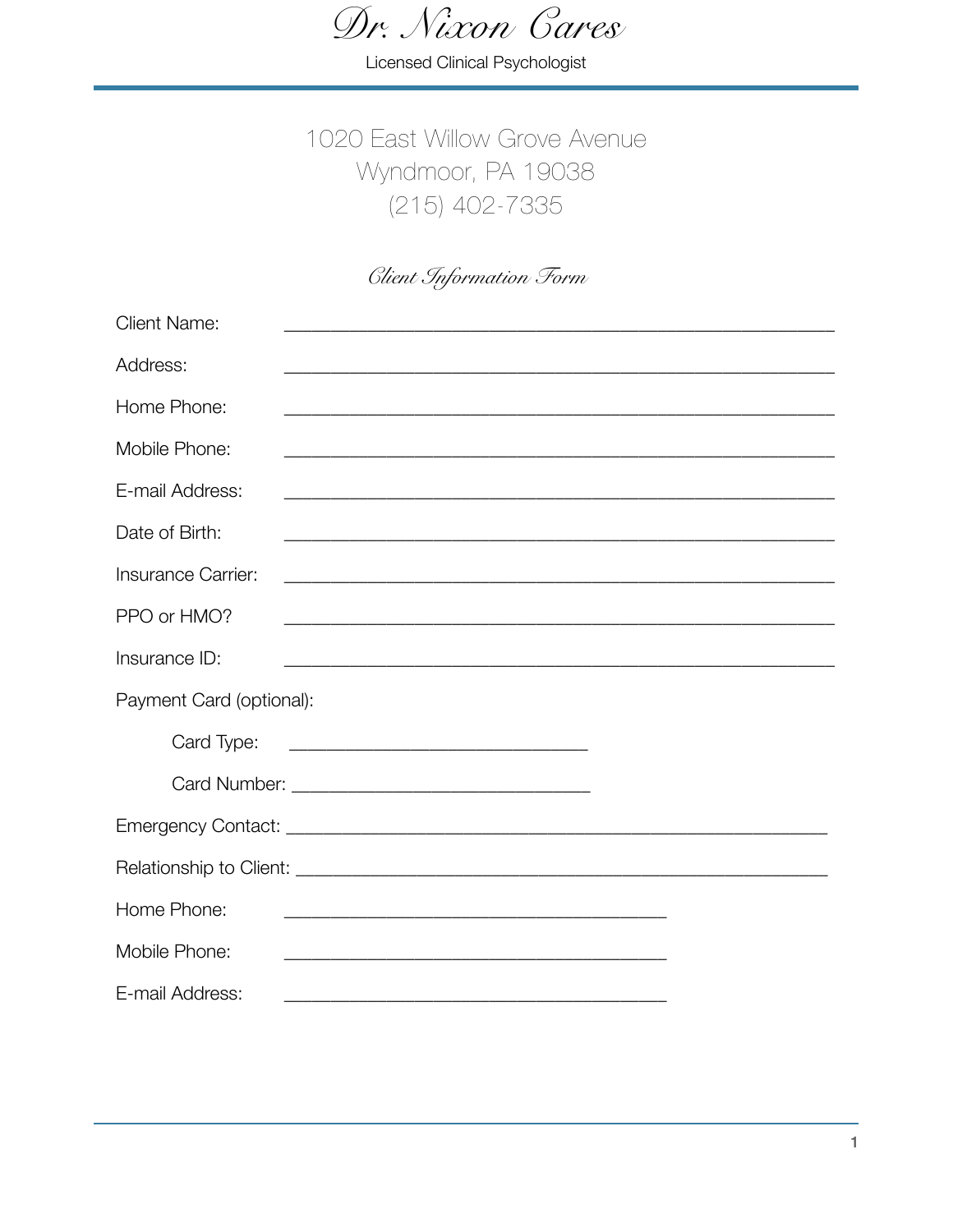# Dr. Nixon Cares

Licensed Clinical Psychologist

1020 East Willow Grove Avenue
Wyndmoor, PA 19038
(215) 402-7335

## *Client Information Form*

Client Name: ____________________________________________________________

Address: ____________________________________________________________

Home Phone: ____________________________________________________________

Mobile Phone: ____________________________________________________________

E-mail Address: ____________________________________________________________

Date of Birth: ____________________________________________________________

Insurance Carrier: ____________________________________________________________

PPO or HMO? ____________________________________________________________

Insurance ID: ____________________________________________________________

Payment Card (optional):

Card Type: ________________________________

Card Number: ________________________________

Emergency Contact: ____________________________________________________________

Relationship to Client: ____________________________________________________________

Home Phone: ________________________________________

Mobile Phone: ________________________________________

E-mail Address: ________________________________________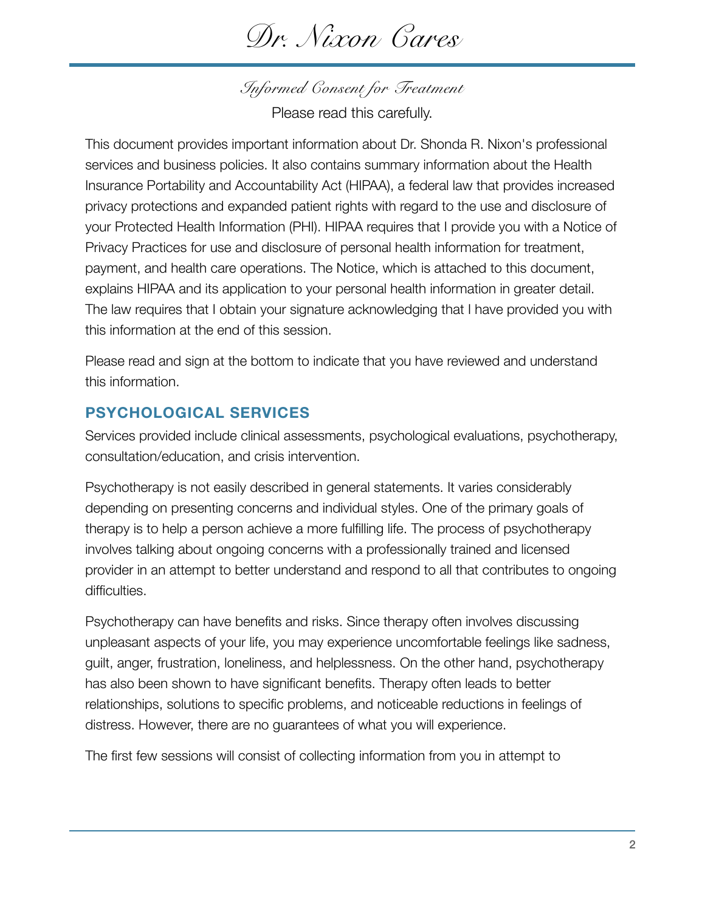# Dr. Nixon Cares

## *Informed Consent for Treatment*

Please read this carefully.

This document provides important information about Dr. Shonda R. Nixon's professional services and business policies. It also contains summary information about the Health Insurance Portability and Accountability Act (HIPAA), a federal law that provides increased privacy protections and expanded patient rights with regard to the use and disclosure of your Protected Health Information (PHI). HIPAA requires that I provide you with a Notice of Privacy Practices for use and disclosure of personal health information for treatment, payment, and health care operations. The Notice, which is attached to this document, explains HIPAA and its application to your personal health information in greater detail. The law requires that I obtain your signature acknowledging that I have provided you with this information at the end of this session.

Please read and sign at the bottom to indicate that you have reviewed and understand this information.

### PSYCHOLOGICAL SERVICES

Services provided include clinical assessments, psychological evaluations, psychotherapy, consultation/education, and crisis intervention.

Psychotherapy is not easily described in general statements. It varies considerably depending on presenting concerns and individual styles. One of the primary goals of therapy is to help a person achieve a more fulfilling life. The process of psychotherapy involves talking about ongoing concerns with a professionally trained and licensed provider in an attempt to better understand and respond to all that contributes to ongoing difficulties.

Psychotherapy can have benefits and risks. Since therapy often involves discussing unpleasant aspects of your life, you may experience uncomfortable feelings like sadness, guilt, anger, frustration, loneliness, and helplessness. On the other hand, psychotherapy has also been shown to have significant benefits. Therapy often leads to better relationships, solutions to specific problems, and noticeable reductions in feelings of distress. However, there are no guarantees of what you will experience.

The first few sessions will consist of collecting information from you in attempt to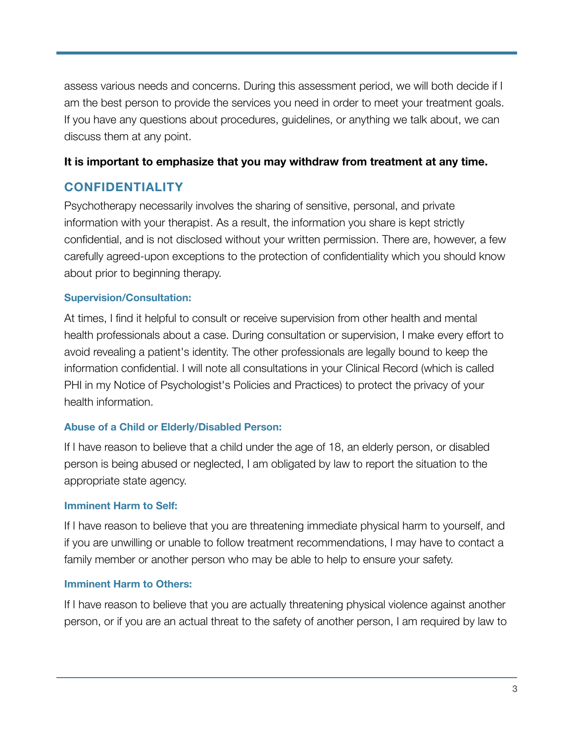assess various needs and concerns. During this assessment period, we will both decide if I am the best person to provide the services you need in order to meet your treatment goals. If you have any questions about procedures, guidelines, or anything we talk about, we can discuss them at any point.

**It is important to emphasize that you may withdraw from treatment at any time.**

## CONFIDENTIALITY

Psychotherapy necessarily involves the sharing of sensitive, personal, and private information with your therapist. As a result, the information you share is kept strictly confidential, and is not disclosed without your written permission. There are, however, a few carefully agreed-upon exceptions to the protection of confidentiality which you should know about prior to beginning therapy.

### Supervision/Consultation:

At times, I find it helpful to consult or receive supervision from other health and mental health professionals about a case. During consultation or supervision, I make every effort to avoid revealing a patient's identity. The other professionals are legally bound to keep the information confidential. I will note all consultations in your Clinical Record (which is called PHI in my Notice of Psychologist's Policies and Practices) to protect the privacy of your health information.

### Abuse of a Child or Elderly/Disabled Person:

If I have reason to believe that a child under the age of 18, an elderly person, or disabled person is being abused or neglected, I am obligated by law to report the situation to the appropriate state agency.

### Imminent Harm to Self:

If I have reason to believe that you are threatening immediate physical harm to yourself, and if you are unwilling or unable to follow treatment recommendations, I may have to contact a family member or another person who may be able to help to ensure your safety.

### Imminent Harm to Others:

If I have reason to believe that you are actually threatening physical violence against another person, or if you are an actual threat to the safety of another person, I am required by law to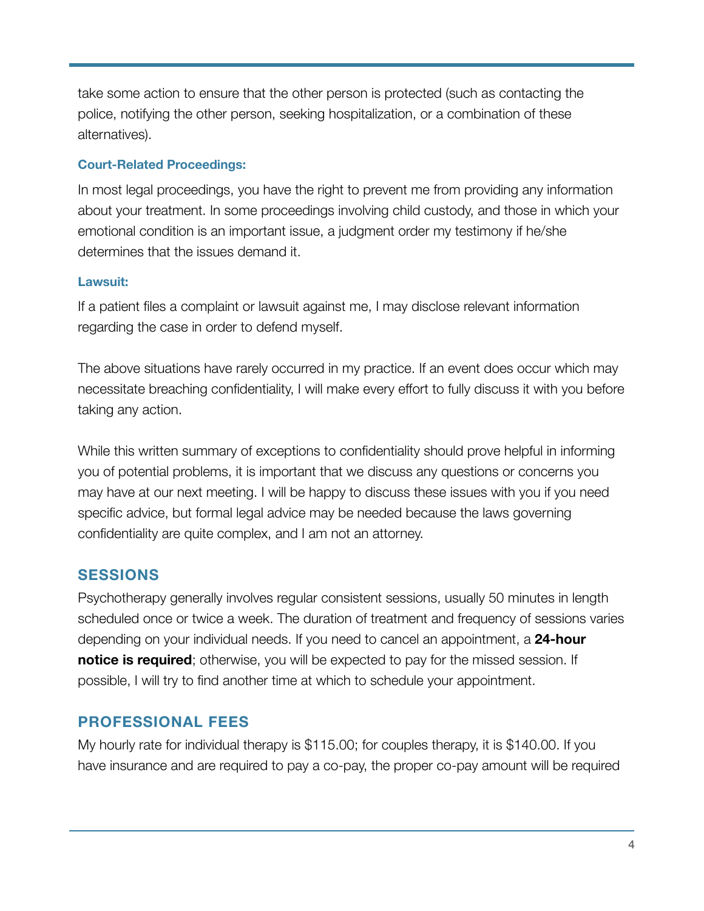take some action to ensure that the other person is protected (such as contacting the police, notifying the other person, seeking hospitalization, or a combination of these alternatives).

#### Court-Related Proceedings:

In most legal proceedings, you have the right to prevent me from providing any information about your treatment. In some proceedings involving child custody, and those in which your emotional condition is an important issue, a judgment order my testimony if he/she determines that the issues demand it.

#### Lawsuit:

If a patient files a complaint or lawsuit against me, I may disclose relevant information regarding the case in order to defend myself.

The above situations have rarely occurred in my practice. If an event does occur which may necessitate breaching confidentiality, I will make every effort to fully discuss it with you before taking any action.

While this written summary of exceptions to confidentiality should prove helpful in informing you of potential problems, it is important that we discuss any questions or concerns you may have at our next meeting. I will be happy to discuss these issues with you if you need specific advice, but formal legal advice may be needed because the laws governing confidentiality are quite complex, and I am not an attorney.

## SESSIONS

Psychotherapy generally involves regular consistent sessions, usually 50 minutes in length scheduled once or twice a week. The duration of treatment and frequency of sessions varies depending on your individual needs. If you need to cancel an appointment, a **24-hour notice is required**; otherwise, you will be expected to pay for the missed session. If possible, I will try to find another time at which to schedule your appointment.

## PROFESSIONAL FEES

My hourly rate for individual therapy is $115.00; for couples therapy, it is $140.00. If you have insurance and are required to pay a co-pay, the proper co-pay amount will be required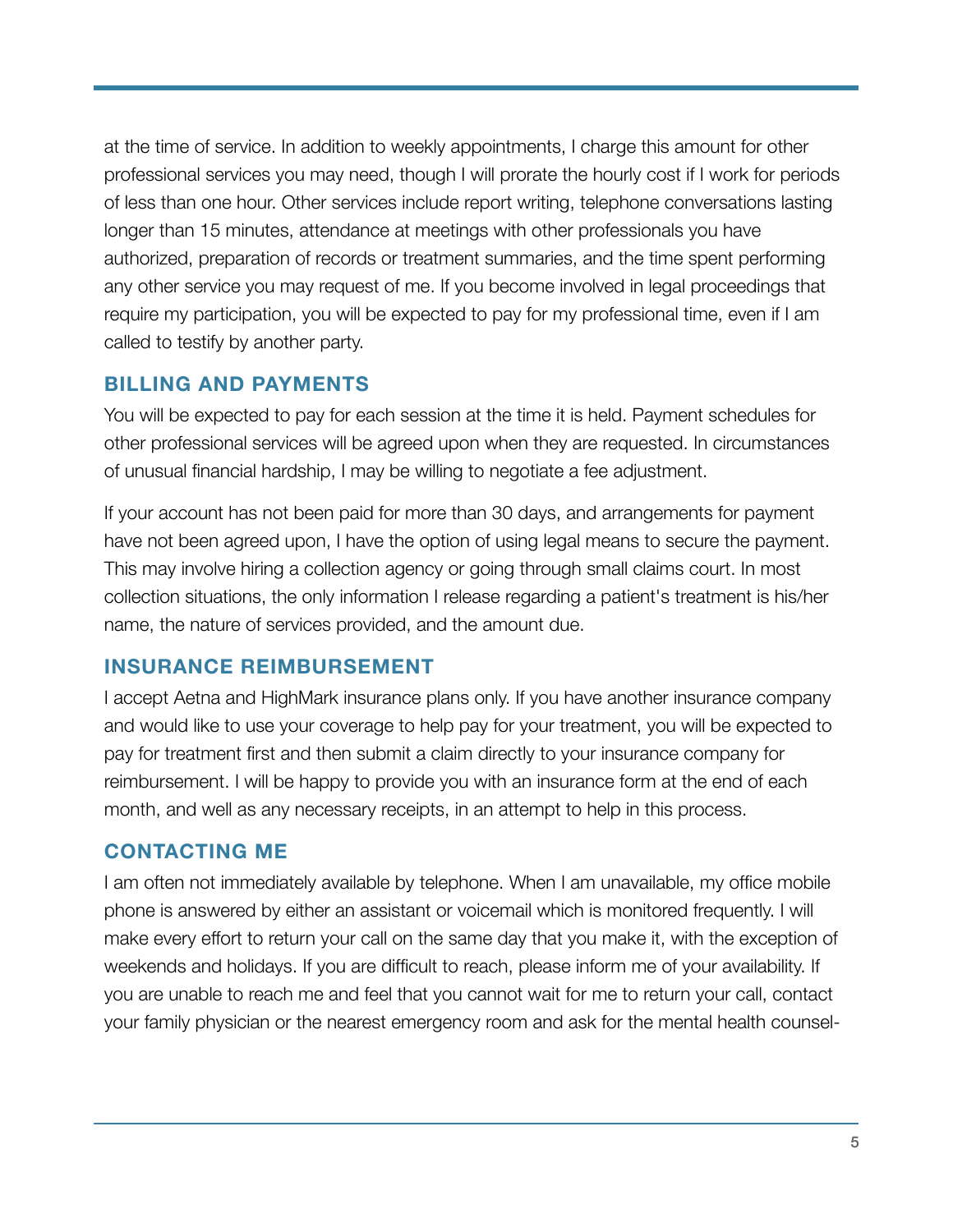at the time of service. In addition to weekly appointments, I charge this amount for other professional services you may need, though I will prorate the hourly cost if I work for periods of less than one hour. Other services include report writing, telephone conversations lasting longer than 15 minutes, attendance at meetings with other professionals you have authorized, preparation of records or treatment summaries, and the time spent performing any other service you may request of me. If you become involved in legal proceedings that require my participation, you will be expected to pay for my professional time, even if I am called to testify by another party.

## BILLING AND PAYMENTS

You will be expected to pay for each session at the time it is held. Payment schedules for other professional services will be agreed upon when they are requested. In circumstances of unusual financial hardship, I may be willing to negotiate a fee adjustment.

If your account has not been paid for more than 30 days, and arrangements for payment have not been agreed upon, I have the option of using legal means to secure the payment. This may involve hiring a collection agency or going through small claims court. In most collection situations, the only information I release regarding a patient's treatment is his/her name, the nature of services provided, and the amount due.

## INSURANCE REIMBURSEMENT

I accept Aetna and HighMark insurance plans only. If you have another insurance company and would like to use your coverage to help pay for your treatment, you will be expected to pay for treatment first and then submit a claim directly to your insurance company for reimbursement. I will be happy to provide you with an insurance form at the end of each month, and well as any necessary receipts, in an attempt to help in this process.

## CONTACTING ME

I am often not immediately available by telephone. When I am unavailable, my office mobile phone is answered by either an assistant or voicemail which is monitored frequently. I will make every effort to return your call on the same day that you make it, with the exception of weekends and holidays. If you are difficult to reach, please inform me of your availability. If you are unable to reach me and feel that you cannot wait for me to return your call, contact your family physician or the nearest emergency room and ask for the mental health counsel-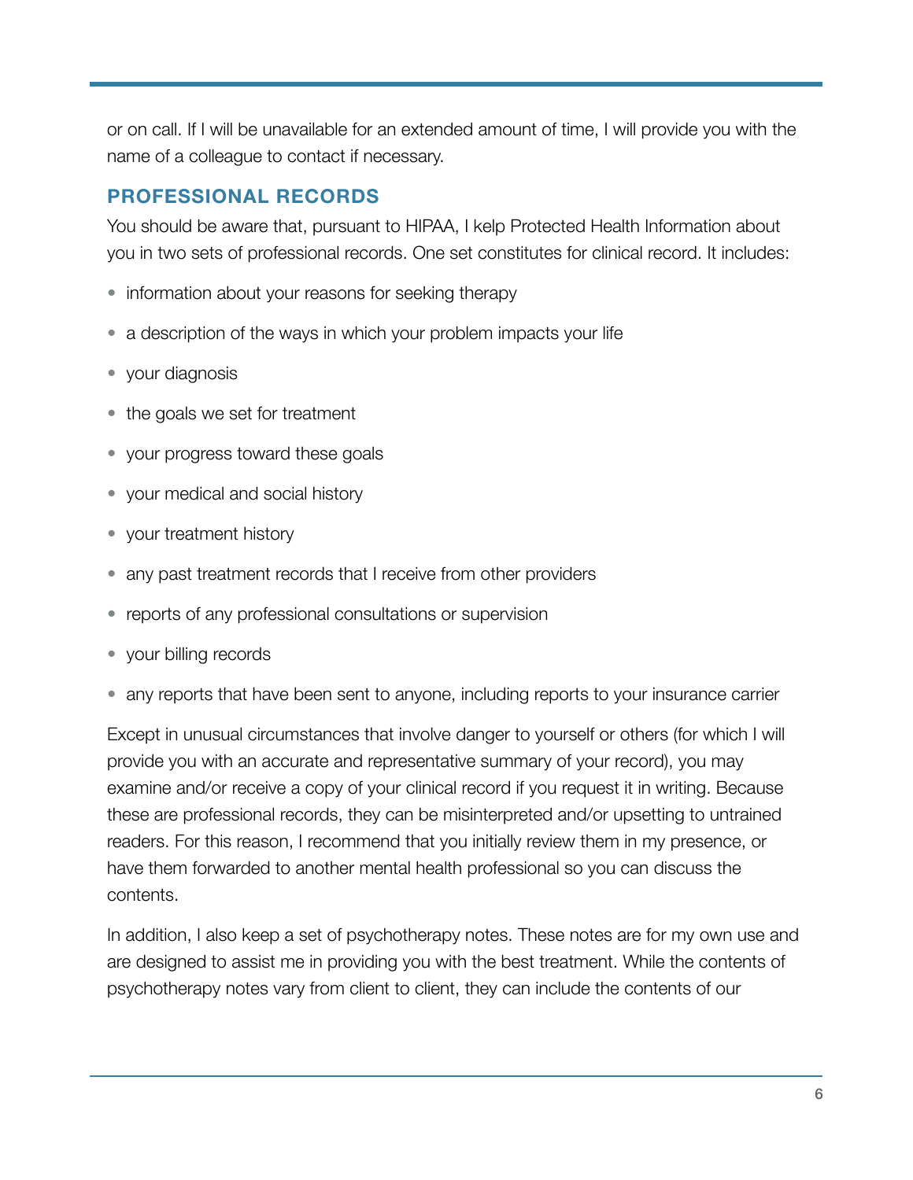or on call. If I will be unavailable for an extended amount of time, I will provide you with the name of a colleague to contact if necessary.

## PROFESSIONAL RECORDS

You should be aware that, pursuant to HIPAA, I kelp Protected Health Information about you in two sets of professional records. One set constitutes for clinical record. It includes:

- information about your reasons for seeking therapy
- a description of the ways in which your problem impacts your life
- your diagnosis
- the goals we set for treatment
- your progress toward these goals
- your medical and social history
- your treatment history
- any past treatment records that I receive from other providers
- reports of any professional consultations or supervision
- your billing records
- any reports that have been sent to anyone, including reports to your insurance carrier

Except in unusual circumstances that involve danger to yourself or others (for which I will provide you with an accurate and representative summary of your record), you may examine and/or receive a copy of your clinical record if you request it in writing. Because these are professional records, they can be misinterpreted and/or upsetting to untrained readers. For this reason, I recommend that you initially review them in my presence, or have them forwarded to another mental health professional so you can discuss the contents.

In addition, I also keep a set of psychotherapy notes. These notes are for my own use and are designed to assist me in providing you with the best treatment. While the contents of psychotherapy notes vary from client to client, they can include the contents of our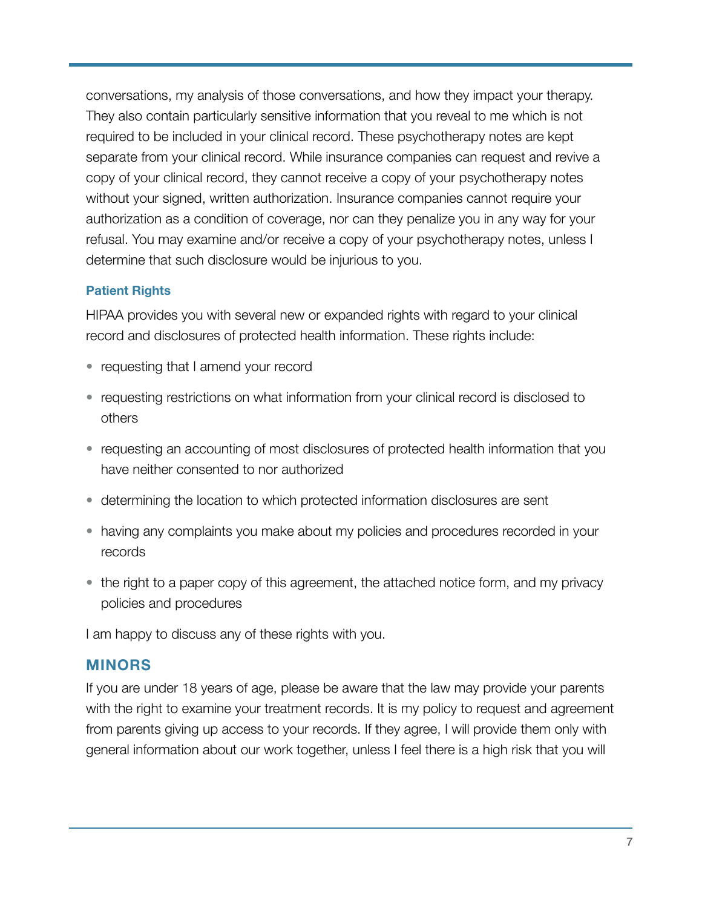conversations, my analysis of those conversations, and how they impact your therapy. They also contain particularly sensitive information that you reveal to me which is not required to be included in your clinical record. These psychotherapy notes are kept separate from your clinical record. While insurance companies can request and revive a copy of your clinical record, they cannot receive a copy of your psychotherapy notes without your signed, written authorization. Insurance companies cannot require your authorization as a condition of coverage, nor can they penalize you in any way for your refusal. You may examine and/or receive a copy of your psychotherapy notes, unless I determine that such disclosure would be injurious to you.

### Patient Rights

HIPAA provides you with several new or expanded rights with regard to your clinical record and disclosures of protected health information. These rights include:

- requesting that I amend your record
- requesting restrictions on what information from your clinical record is disclosed to others
- requesting an accounting of most disclosures of protected health information that you have neither consented to nor authorized
- determining the location to which protected information disclosures are sent
- having any complaints you make about my policies and procedures recorded in your records
- the right to a paper copy of this agreement, the attached notice form, and my privacy policies and procedures

I am happy to discuss any of these rights with you.

## MINORS

If you are under 18 years of age, please be aware that the law may provide your parents with the right to examine your treatment records. It is my policy to request and agreement from parents giving up access to your records. If they agree, I will provide them only with general information about our work together, unless I feel there is a high risk that you will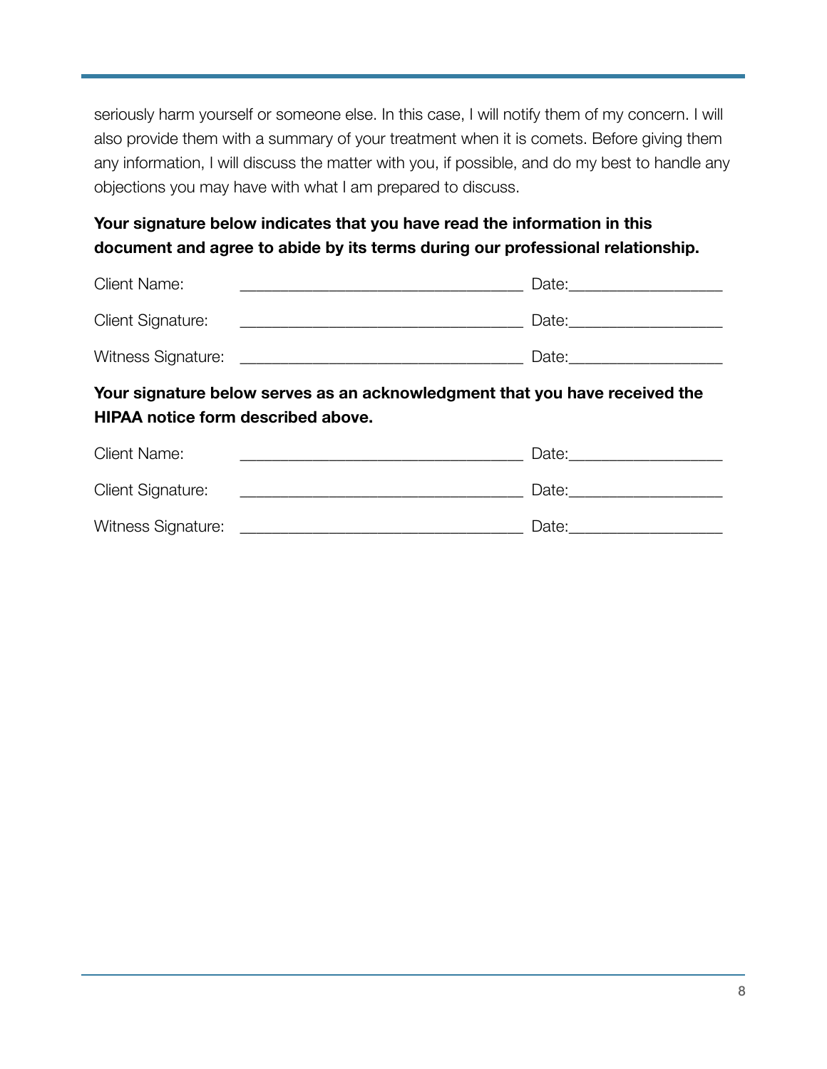seriously harm yourself or someone else. In this case, I will notify them of my concern. I will also provide them with a summary of your treatment when it is comets. Before giving them any information, I will discuss the matter with you, if possible, and do my best to handle any objections you may have with what I am prepared to discuss.

**Your signature below indicates that you have read the information in this document and agree to abide by its terms during our professional relationship.**

Client Name: _________________________________ Date:_________________

Client Signature: _________________________________ Date:_________________

Witness Signature: _________________________________ Date:_________________

**Your signature below serves as an acknowledgment that you have received the HIPAA notice form described above.**

Client Name: _________________________________ Date:_________________

Client Signature: _________________________________ Date:_________________

Witness Signature: _________________________________ Date:_________________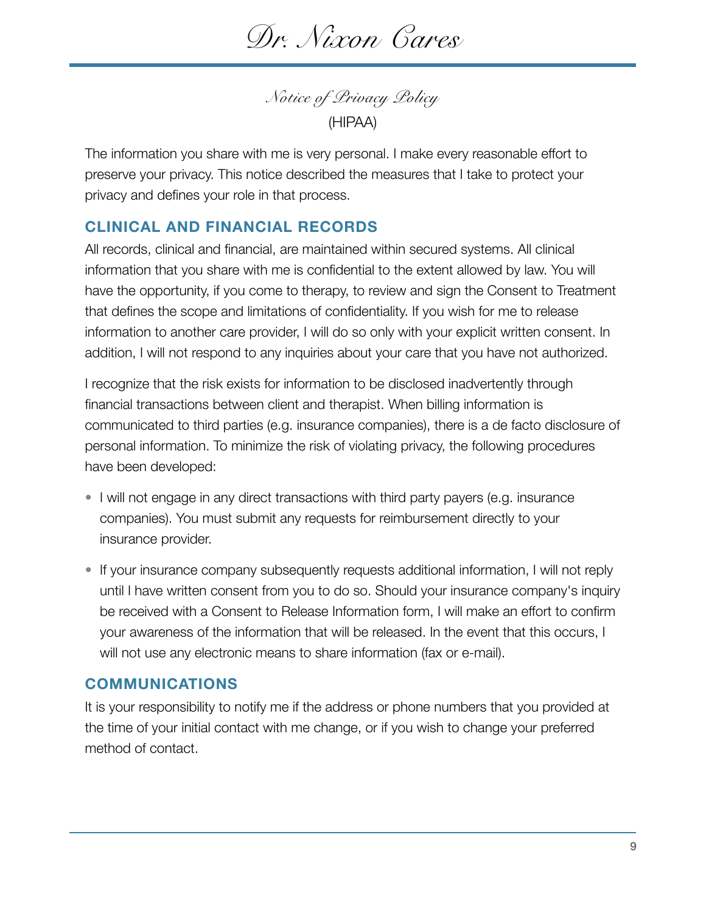## *Notice of Privacy Policy*

(HIPAA)

The information you share with me is very personal. I make every reasonable effort to preserve your privacy. This notice described the measures that I take to protect your privacy and defines your role in that process.

### CLINICAL AND FINANCIAL RECORDS

All records, clinical and financial, are maintained within secured systems. All clinical information that you share with me is confidential to the extent allowed by law. You will have the opportunity, if you come to therapy, to review and sign the Consent to Treatment that defines the scope and limitations of confidentiality. If you wish for me to release information to another care provider, I will do so only with your explicit written consent. In addition, I will not respond to any inquiries about your care that you have not authorized.

I recognize that the risk exists for information to be disclosed inadvertently through financial transactions between client and therapist. When billing information is communicated to third parties (e.g. insurance companies), there is a de facto disclosure of personal information. To minimize the risk of violating privacy, the following procedures have been developed:

- I will not engage in any direct transactions with third party payers (e.g. insurance companies). You must submit any requests for reimbursement directly to your insurance provider.
- If your insurance company subsequently requests additional information, I will not reply until I have written consent from you to do so. Should your insurance company's inquiry be received with a Consent to Release Information form, I will make an effort to confirm your awareness of the information that will be released. In the event that this occurs, I will not use any electronic means to share information (fax or e-mail).

### COMMUNICATIONS

It is your responsibility to notify me if the address or phone numbers that you provided at the time of your initial contact with me change, or if you wish to change your preferred method of contact.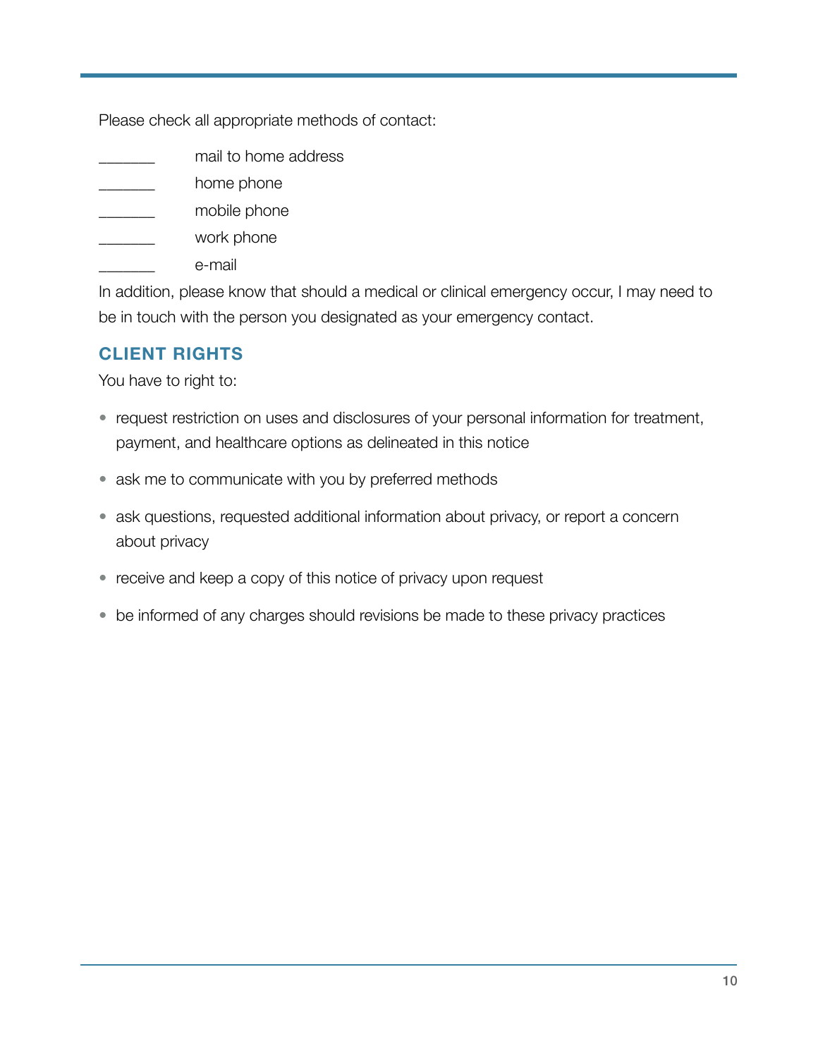Please check all appropriate methods of contact:

_______ mail to home address

_______ home phone

_______ mobile phone

_______ work phone

_______ e-mail

In addition, please know that should a medical or clinical emergency occur, I may need to be in touch with the person you designated as your emergency contact.

## CLIENT RIGHTS

You have to right to:

- request restriction on uses and disclosures of your personal information for treatment, payment, and healthcare options as delineated in this notice
- ask me to communicate with you by preferred methods
- ask questions, requested additional information about privacy, or report a concern about privacy
- receive and keep a copy of this notice of privacy upon request
- be informed of any charges should revisions be made to these privacy practices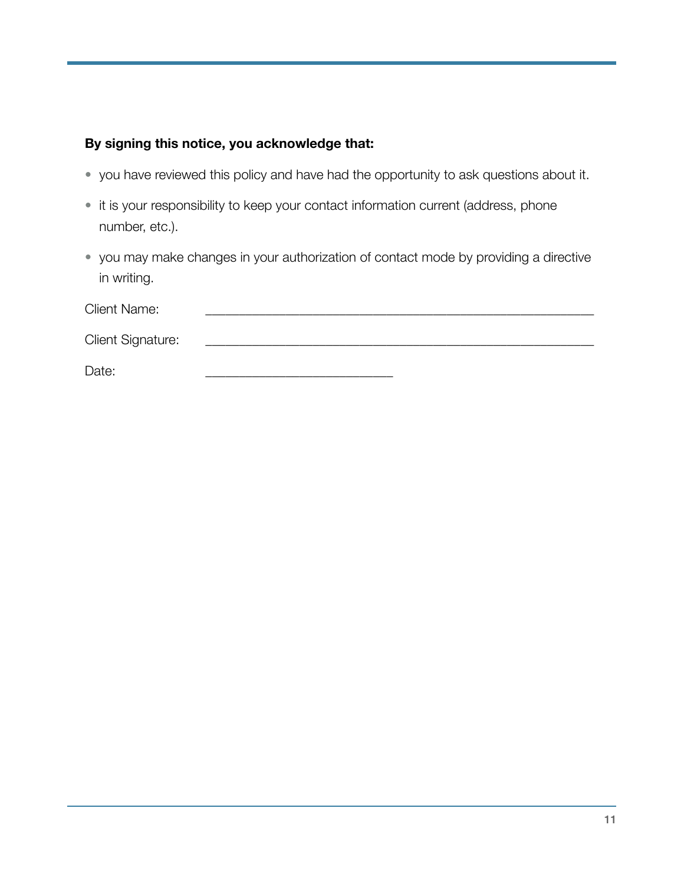**By signing this notice, you acknowledge that:**

- you have reviewed this policy and have had the opportunity to ask questions about it.
- it is your responsibility to keep your contact information current (address, phone number, etc.).
- you may make changes in your authorization of contact mode by providing a directive in writing.

Client Name: ____________________________________________________

Client Signature: ____________________________________________________

Date: ___________________________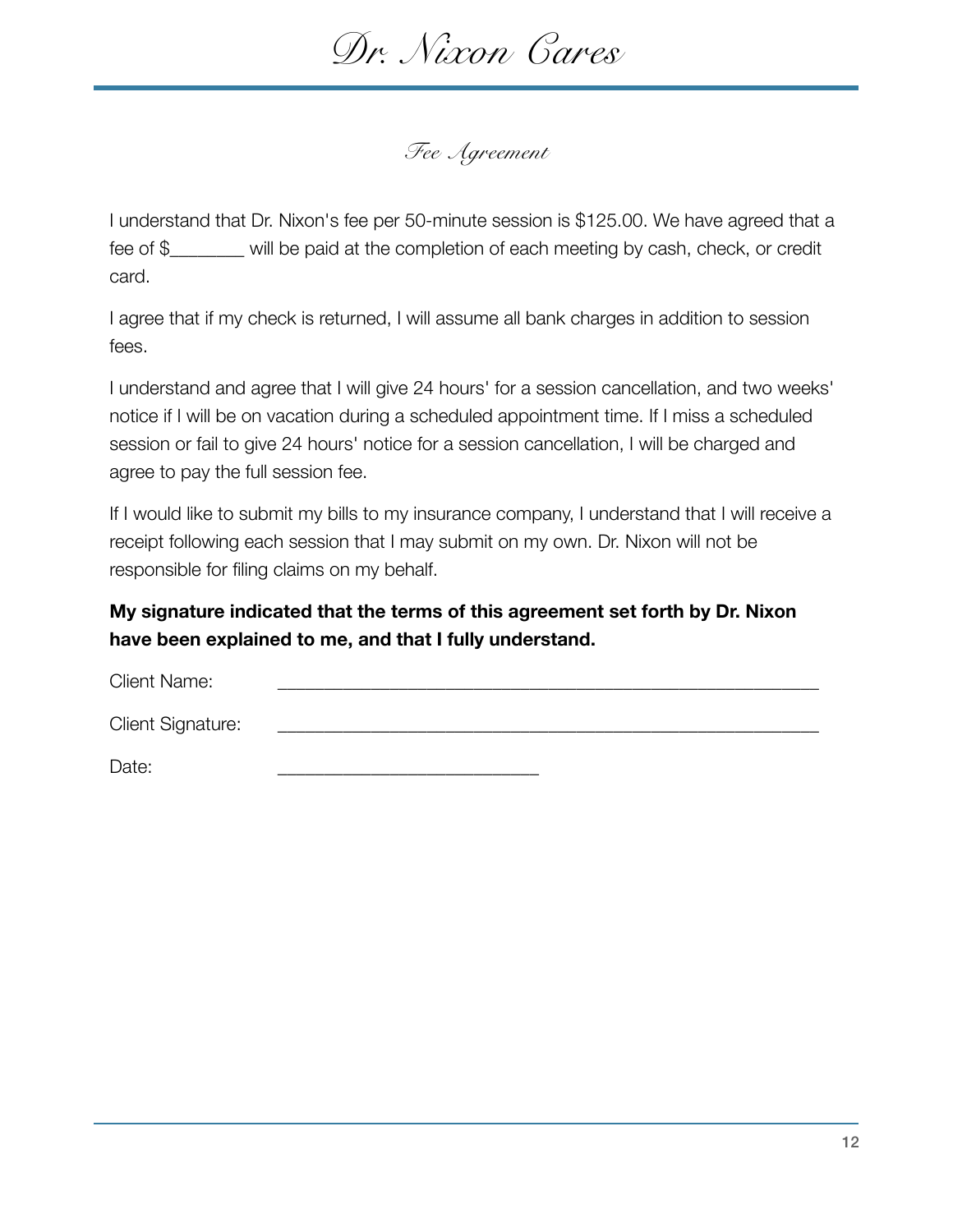# Dr. Nixon Cares

## Fee Agreement

I understand that Dr. Nixon's fee per 50-minute session is $125.00. We have agreed that a fee of $________ will be paid at the completion of each meeting by cash, check, or credit card.

I agree that if my check is returned, I will assume all bank charges in addition to session fees.

I understand and agree that I will give 24 hours' for a session cancellation, and two weeks' notice if I will be on vacation during a scheduled appointment time. If I miss a scheduled session or fail to give 24 hours' notice for a session cancellation, I will be charged and agree to pay the full session fee.

If I would like to submit my bills to my insurance company, I understand that I will receive a receipt following each session that I may submit on my own. Dr. Nixon will not be responsible for filing claims on my behalf.

**My signature indicated that the terms of this agreement set forth by Dr. Nixon have been explained to me, and that I fully understand.**

Client Name: ________________________________________________________

Client Signature: ________________________________________________________

Date: ___________________________